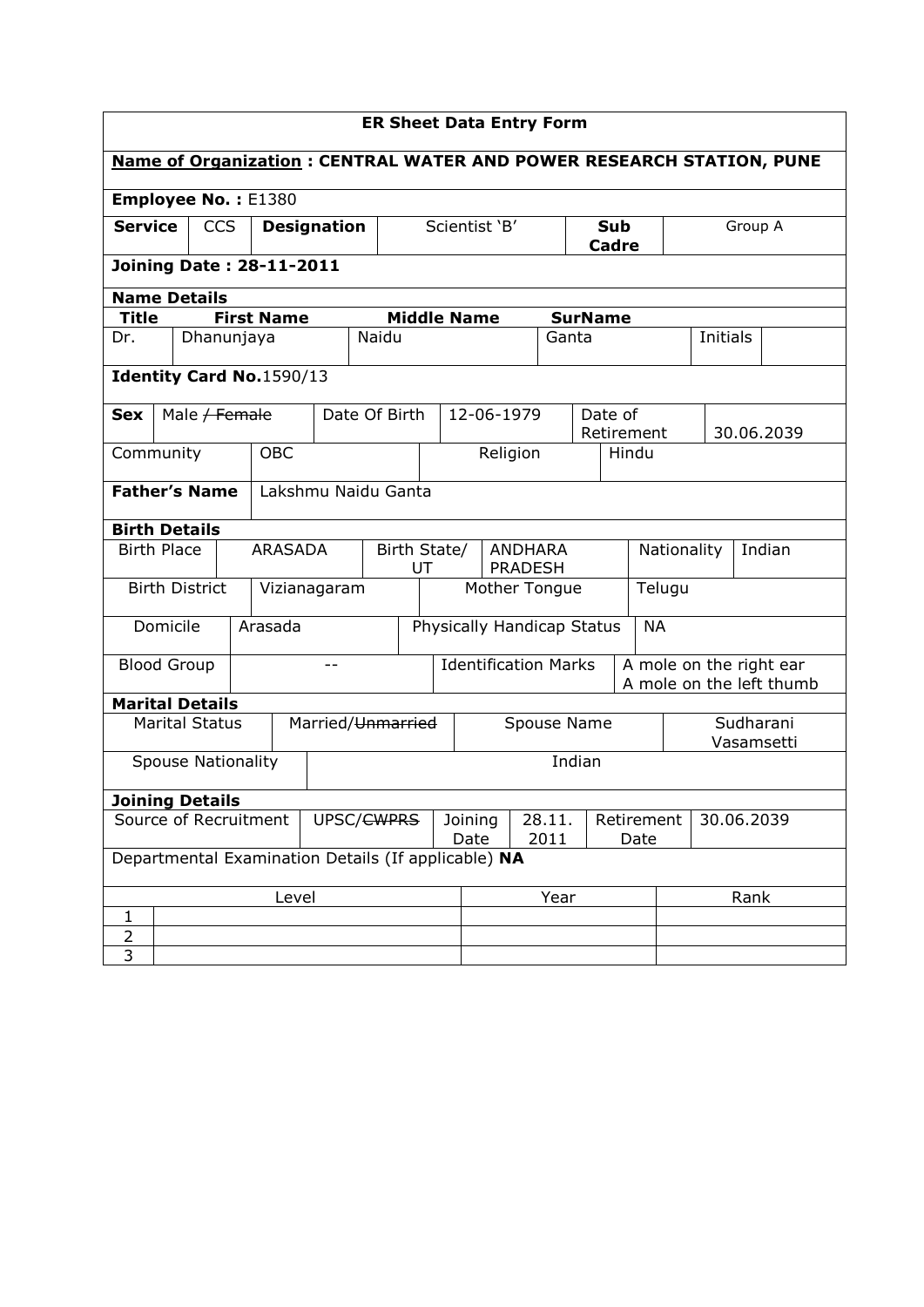# ER Sheet Data Entry Form

**Name of Organization : CENTRAL WATER AND POWER RESEARCH STATION, PUNE**

**Employee No. :** E1380

| **Service** | CCS | **Designation** | Scientist 'B' | **Sub Cadre** | Group A |
|---|---|---|---|---|---|

**Joining Date : 28-11-2011**

**Name Details**

| **Title** | **First Name** | **Middle Name** | **SurName** | | |
|---|---|---|---|---|---|
| Dr. | Dhanunjaya | Naidu | Ganta | Initials | |

**Identity Card No.**1590/13

| **Sex** | Male ~~/ Female~~ | Date Of Birth | 12-06-1979 | Date of Retirement | 30.06.2039 |
|---|---|---|---|---|---|
| Community | OBC | | Religion | Hindu | |

| **Father's Name** | Lakshmu Naidu Ganta |
|---|---|

**Birth Details**

| Birth Place | ARASADA | Birth State/ UT | ANDHARA PRADESH | Nationality | Indian |
|---|---|---|---|---|---|
| Birth District | Vizianagaram | | Mother Tongue | Telugu | |
| Domicile | Arasada | | Physically Handicap Status | NA | |
| Blood Group | -- | | Identification Marks | A mole on the right ear<br>A mole on the left thumb | |

**Marital Details**

| Marital Status | Married/~~Unmarried~~ | Spouse Name | Sudharani Vasamsetti |
|---|---|---|---|
| Spouse Nationality | Indian | | |

**Joining Details**

| Source of Recruitment | UPSC/~~CWPRS~~ | Joining Date | 28.11.2011 | Retirement Date | 30.06.2039 |
|---|---|---|---|---|---|

Departmental Examination Details (If applicable) **NA**

| | Level | Year | Rank |
|---|---|---|---|
| 1 | | | |
| 2 | | | |
| 3 | | | |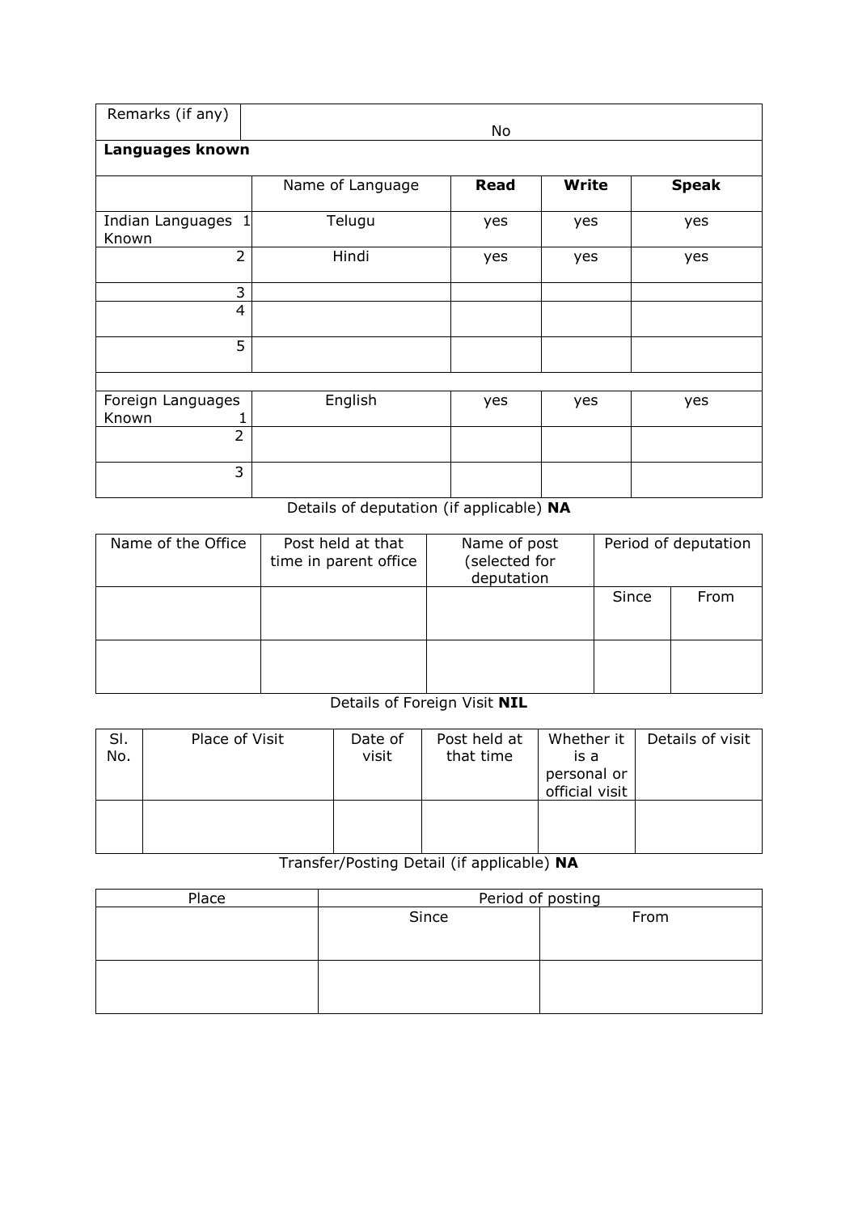| Remarks (if any) | No | | | |
|---|---|---|---|---|
| **Languages known** | | | | |
| | Name of Language | **Read** | **Write** | **Speak** |
| Indian Languages Known 1 | Telugu | yes | yes | yes |
| 2 | Hindi | yes | yes | yes |
| 3 | | | | |
| 4 | | | | |
| 5 | | | | |
| | | | | |
| Foreign Languages Known 1 | English | yes | yes | yes |
| 2 | | | | |
| 3 | | | | |

Details of deputation (if applicable) **NA**

| Name of the Office | Post held at that time in parent office | Name of post (selected for deputation | Period of deputation | |
|---|---|---|---|---|
| | | | Since | From |
| | | | | |

Details of Foreign Visit **NIL**

| Sl. No. | Place of Visit | Date of visit | Post held at that time | Whether it is a personal or official visit | Details of visit |
|---|---|---|---|---|---|
| | | | | | |

Transfer/Posting Detail (if applicable) **NA**

| Place | Period of posting | |
|---|---|---|
| | Since | From |
| | | |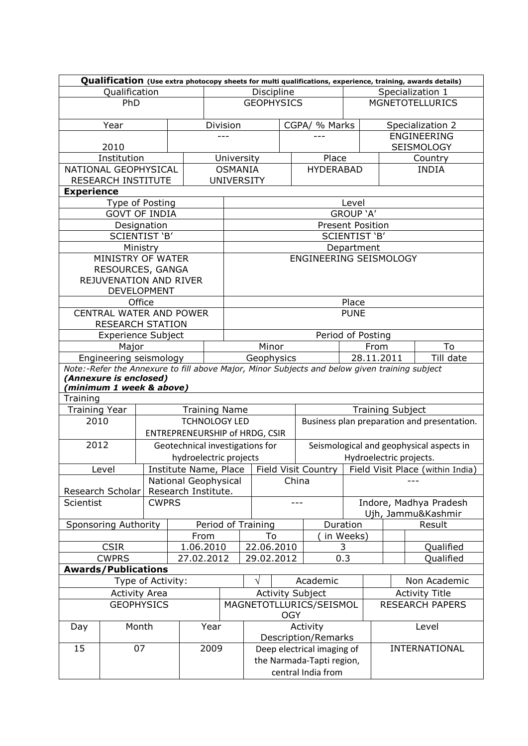**Qualification** (Use extra photocopy sheets for multi qualifications, experience, training, awards details)

| Qualification | Discipline | Specialization 1 |
|---|---|---|
| PhD | GEOPHYSICS | MGNETOTELLURICS |

| Year | Division | CGPA/ % Marks | Specialization 2 |
|---|---|---|---|
| 2010 | --- | --- | ENGINEERING SEISMOLOGY |

| Institution | University | Place | Country |
|---|---|---|---|
| NATIONAL GEOPHYSICAL RESEARCH INSTITUTE | OSMANIA UNIVERSITY | HYDERABAD | INDIA |

**Experience**

| Type of Posting | Level |
|---|---|
| GOVT OF INDIA | GROUP 'A' |
| **Designation** | **Present Position** |
| SCIENTIST 'B' | SCIENTIST 'B' |
| **Ministry** | **Department** |
| MINISTRY OF WATER RESOURCES, GANGA REJUVENATION AND RIVER DEVELOPMENT | ENGINEERING SEISMOLOGY |
| **Office** | **Place** |
| CENTRAL WATER AND POWER RESEARCH STATION | PUNE |

| Experience Subject | | Period of Posting | |
|---|---|---|---|
| Major | Minor | From | To |
| Engineering seismology | Geophysics | 28.11.2011 | Till date |

*Note:-Refer the Annexure to fill above Major, Minor Subjects and below given training subject*
***(Annexure is enclosed)***
***(minimum 1 week & above)***

**Training**

| Training Year | Training Name | Training Subject |
|---|---|---|
| 2010 | TCHNOLOGY LED ENTREPRENEURSHIP of HRDG, CSIR | Business plan preparation and presentation. |
| 2012 | Geotechnical investigations for hydroelectric projects | Seismological and geophysical aspects in Hydroelectric projects. |

| Level | Institute Name, Place | Field Visit Country | Field Visit Place (within India) |
|---|---|---|---|
| Research Scholar | National Geophysical Research Institute. | China | --- |
| Scientist | CWPRS | --- | Indore, Madhya Pradesh Ujh, Jammu&Kashmir |

| Sponsoring Authority | Period of Training | | Duration | Result |
|---|---|---|---|---|
| | From | To | ( in Weeks) | |
| CSIR | 1.06.2010 | 22.06.2010 | 3 | Qualified |
| CWPRS | 27.02.2012 | 29.02.2012 | 0.3 | Qualified |

**Awards/Publications**

| Type of Activity: | √ | Academic | | Non Academic |
|---|---|---|---|---|

| Activity Area | Activity Subject | Activity Title |
|---|---|---|
| GEOPHYSICS | MAGNETOTLLURICS/SEISMOLOGY | RESEARCH PAPERS |

| Day | Month | Year | Activity Description/Remarks | Level |
|---|---|---|---|---|
| 15 | 07 | 2009 | Deep electrical imaging of the Narmada-Tapti region, central India from | INTERNATIONAL |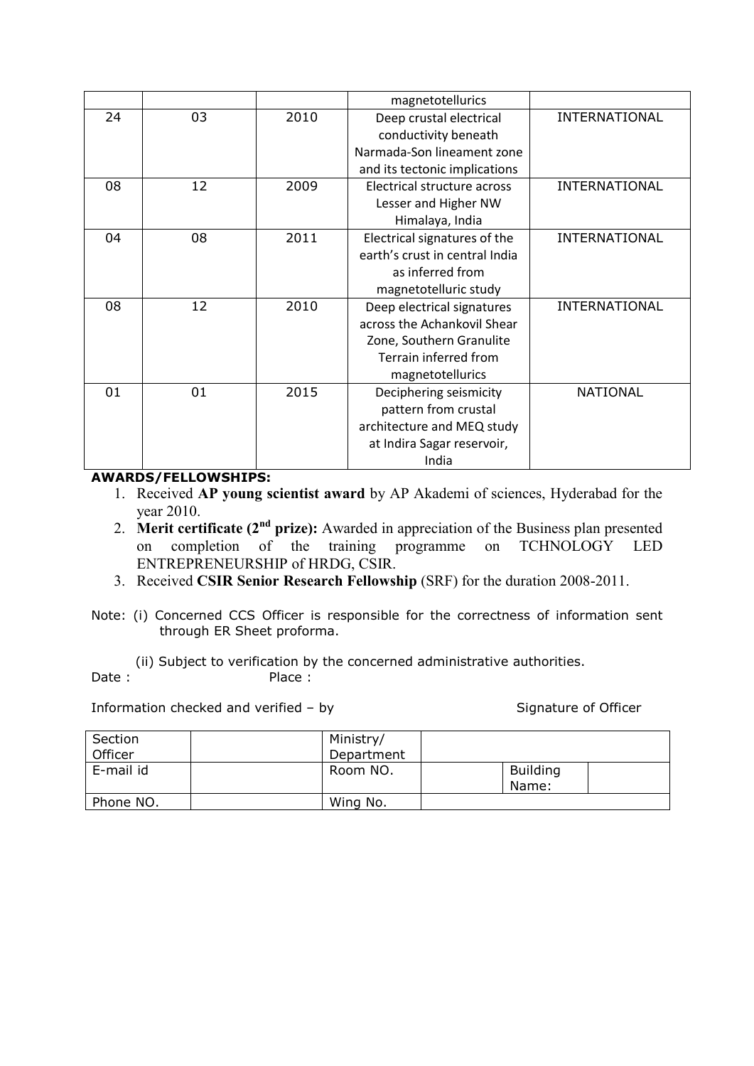|  |  |  | magnetotellurics |  |
| --- | --- | --- | --- | --- |
| 24 | 03 | 2010 | Deep crustal electrical conductivity beneath Narmada-Son lineament zone and its tectonic implications | INTERNATIONAL |
| 08 | 12 | 2009 | Electrical structure across Lesser and Higher NW Himalaya, India | INTERNATIONAL |
| 04 | 08 | 2011 | Electrical signatures of the earth's crust in central India as inferred from magnetotelluric study | INTERNATIONAL |
| 08 | 12 | 2010 | Deep electrical signatures across the Achankovil Shear Zone, Southern Granulite Terrain inferred from magnetotellurics | INTERNATIONAL |
| 01 | 01 | 2015 | Deciphering seismicity pattern from crustal architecture and MEQ study at Indira Sagar reservoir, India | NATIONAL |

**AWARDS/FELLOWSHIPS:**

1. Received **AP young scientist award** by AP Akademi of sciences, Hyderabad for the year 2010.
2. **Merit certificate (2nd prize):** Awarded in appreciation of the Business plan presented on completion of the training programme on TCHNOLOGY LED ENTREPRENEURSHIP of HRDG, CSIR.
3. Received **CSIR Senior Research Fellowship** (SRF) for the duration 2008-2011.

Note: (i) Concerned CCS Officer is responsible for the correctness of information sent through ER Sheet proforma.

(ii) Subject to verification by the concerned administrative authorities.

Date : Place :

Information checked and verified – by Signature of Officer

| Section Officer |  | Ministry/ Department |  |  |  |
| --- | --- | --- | --- | --- | --- |
| E-mail id |  | Room NO. |  | Building Name: |  |
| Phone NO. |  | Wing No. |  |  |  |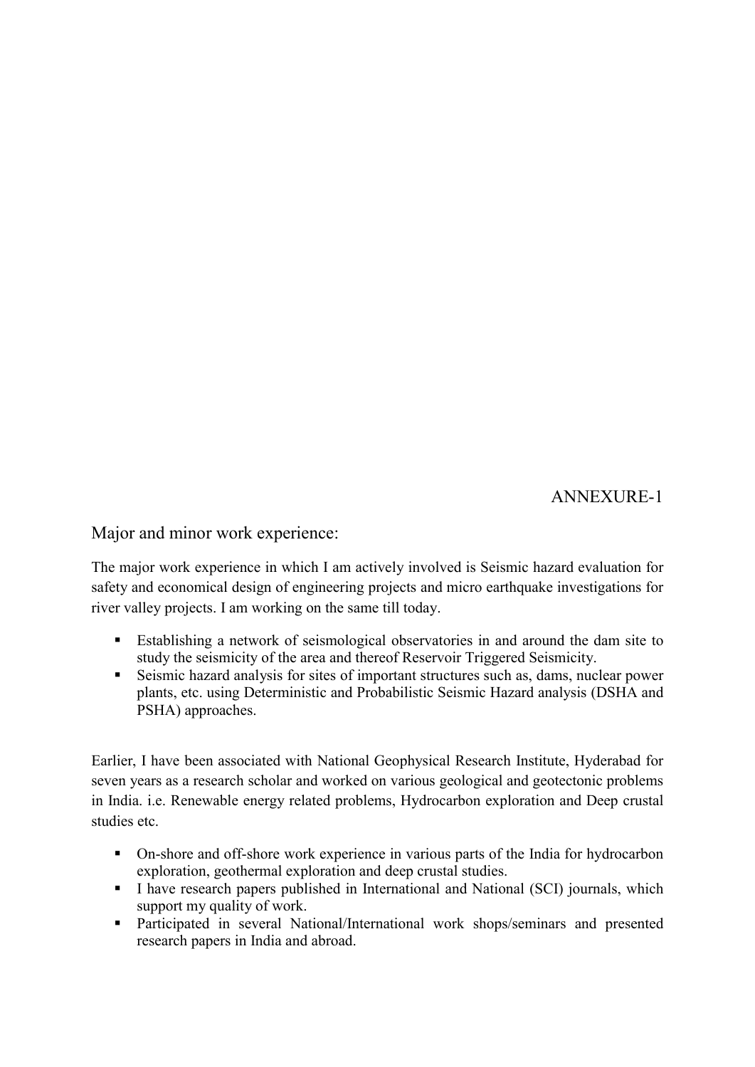ANNEXURE-1

## Major and minor work experience:

The major work experience in which I am actively involved is Seismic hazard evaluation for safety and economical design of engineering projects and micro earthquake investigations for river valley projects. I am working on the same till today.

- Establishing a network of seismological observatories in and around the dam site to study the seismicity of the area and thereof Reservoir Triggered Seismicity.
- Seismic hazard analysis for sites of important structures such as, dams, nuclear power plants, etc. using Deterministic and Probabilistic Seismic Hazard analysis (DSHA and PSHA) approaches.

Earlier, I have been associated with National Geophysical Research Institute, Hyderabad for seven years as a research scholar and worked on various geological and geotectonic problems in India. i.e. Renewable energy related problems, Hydrocarbon exploration and Deep crustal studies etc.

- On-shore and off-shore work experience in various parts of the India for hydrocarbon exploration, geothermal exploration and deep crustal studies.
- I have research papers published in International and National (SCI) journals, which support my quality of work.
- Participated in several National/International work shops/seminars and presented research papers in India and abroad.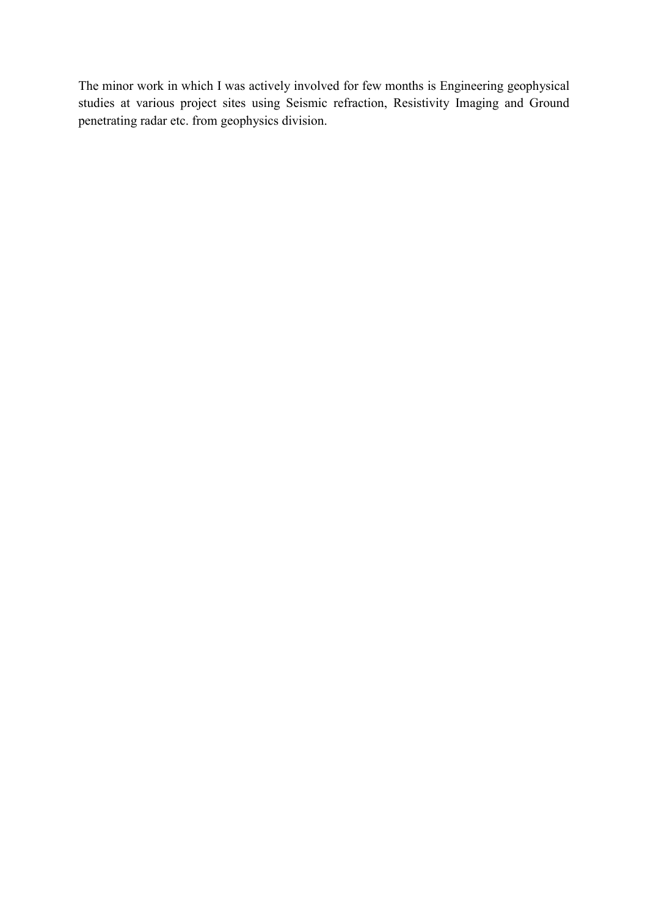The minor work in which I was actively involved for few months is Engineering geophysical studies at various project sites using Seismic refraction, Resistivity Imaging and Ground penetrating radar etc. from geophysics division.